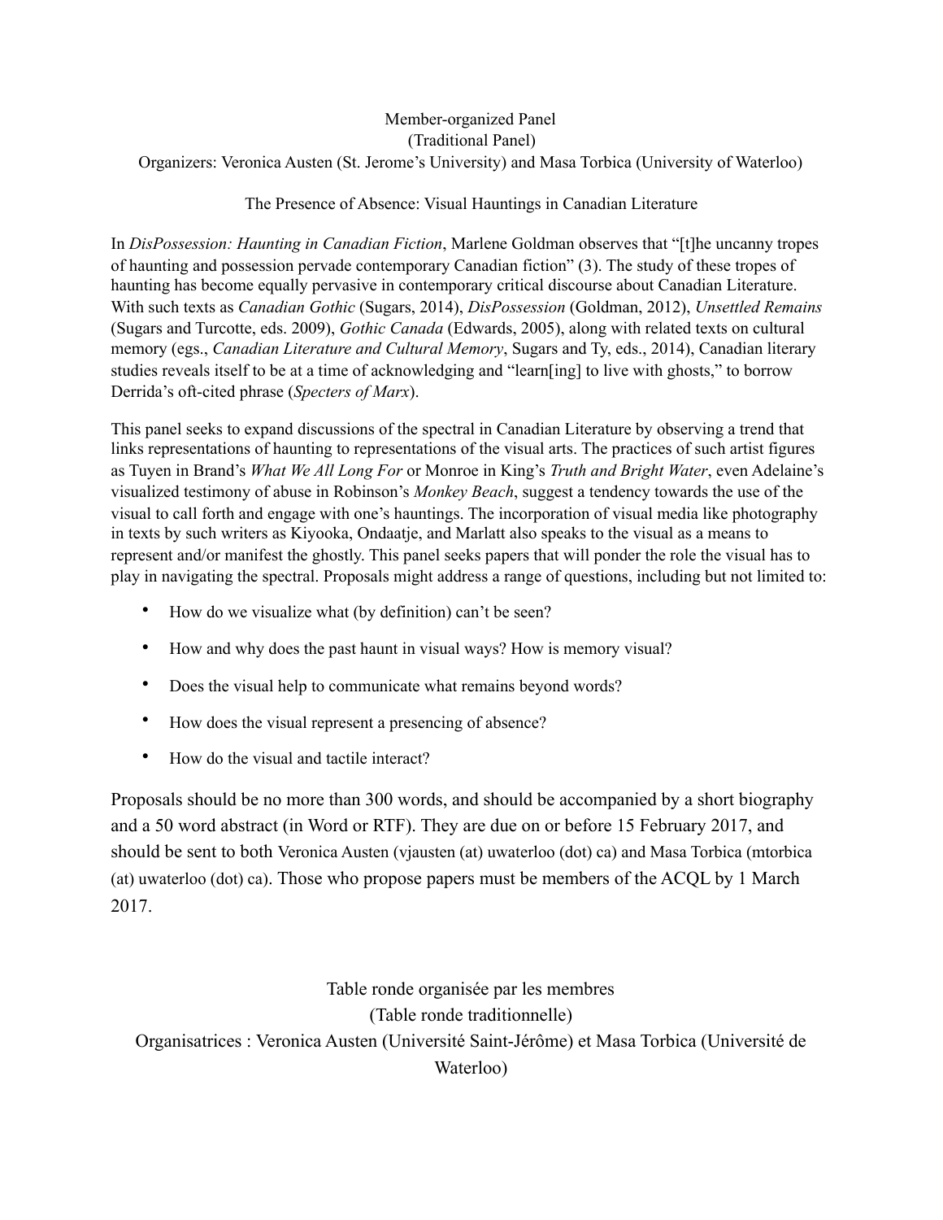Member-organized Panel
(Traditional Panel)
Organizers: Veronica Austen (St. Jerome's University) and Masa Torbica (University of Waterloo)

## The Presence of Absence: Visual Hauntings in Canadian Literature

In *DisPossession: Haunting in Canadian Fiction*, Marlene Goldman observes that "[t]he uncanny tropes of haunting and possession pervade contemporary Canadian fiction" (3). The study of these tropes of haunting has become equally pervasive in contemporary critical discourse about Canadian Literature. With such texts as *Canadian Gothic* (Sugars, 2014), *DisPossession* (Goldman, 2012), *Unsettled Remains* (Sugars and Turcotte, eds. 2009), *Gothic Canada* (Edwards, 2005), along with related texts on cultural memory (egs., *Canadian Literature and Cultural Memory*, Sugars and Ty, eds., 2014), Canadian literary studies reveals itself to be at a time of acknowledging and "learn[ing] to live with ghosts," to borrow Derrida's oft-cited phrase (*Specters of Marx*).

This panel seeks to expand discussions of the spectral in Canadian Literature by observing a trend that links representations of haunting to representations of the visual arts. The practices of such artist figures as Tuyen in Brand's *What We All Long For* or Monroe in King's *Truth and Bright Water*, even Adelaine's visualized testimony of abuse in Robinson's *Monkey Beach*, suggest a tendency towards the use of the visual to call forth and engage with one's hauntings. The incorporation of visual media like photography in texts by such writers as Kiyooka, Ondaatje, and Marlatt also speaks to the visual as a means to represent and/or manifest the ghostly. This panel seeks papers that will ponder the role the visual has to play in navigating the spectral. Proposals might address a range of questions, including but not limited to:

- How do we visualize what (by definition) can't be seen?
- How and why does the past haunt in visual ways? How is memory visual?
- Does the visual help to communicate what remains beyond words?
- How does the visual represent a presencing of absence?
- How do the visual and tactile interact?

Proposals should be no more than 300 words, and should be accompanied by a short biography and a 50 word abstract (in Word or RTF). They are due on or before 15 February 2017, and should be sent to both Veronica Austen (vjausten (at) uwaterloo (dot) ca) and Masa Torbica (mtorbica (at) uwaterloo (dot) ca). Those who propose papers must be members of the ACQL by 1 March 2017.

Table ronde organisée par les membres
(Table ronde traditionnelle)
Organisatrices : Veronica Austen (Université Saint-Jérôme) et Masa Torbica (Université de Waterloo)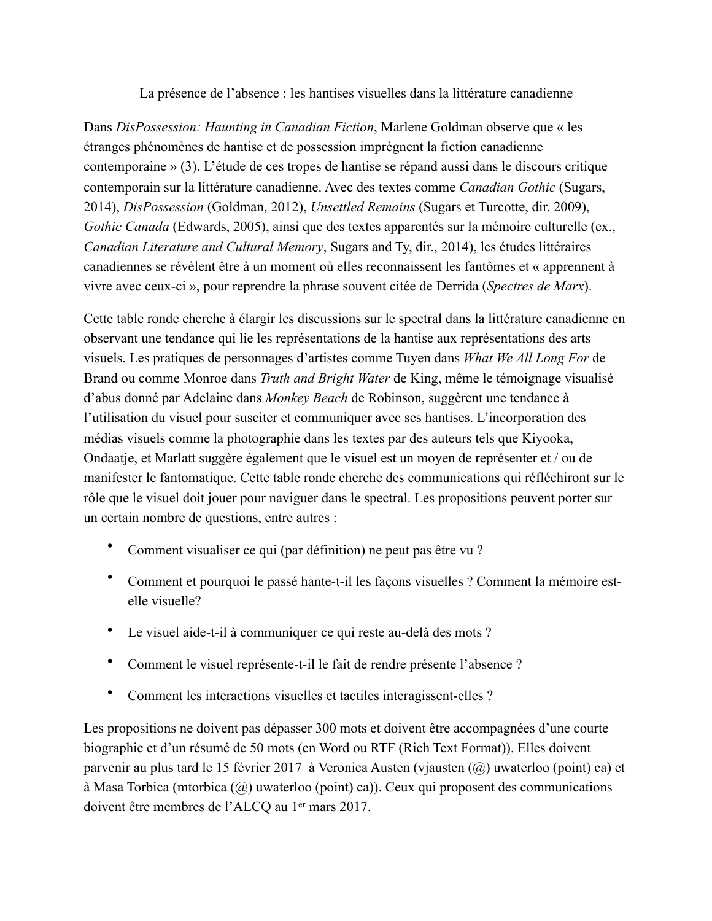La présence de l'absence : les hantises visuelles dans la littérature canadienne

Dans *DisPossession: Haunting in Canadian Fiction*, Marlene Goldman observe que « les étranges phénomènes de hantise et de possession imprègnent la fiction canadienne contemporaine » (3). L'étude de ces tropes de hantise se répand aussi dans le discours critique contemporain sur la littérature canadienne. Avec des textes comme *Canadian Gothic* (Sugars, 2014), *DisPossession* (Goldman, 2012), *Unsettled Remains* (Sugars et Turcotte, dir. 2009), *Gothic Canada* (Edwards, 2005), ainsi que des textes apparentés sur la mémoire culturelle (ex., *Canadian Literature and Cultural Memory*, Sugars and Ty, dir., 2014), les études littéraires canadiennes se révèlent être à un moment où elles reconnaissent les fantômes et « apprennent à vivre avec ceux-ci », pour reprendre la phrase souvent citée de Derrida (*Spectres de Marx*).

Cette table ronde cherche à élargir les discussions sur le spectral dans la littérature canadienne en observant une tendance qui lie les représentations de la hantise aux représentations des arts visuels. Les pratiques de personnages d'artistes comme Tuyen dans *What We All Long For* de Brand ou comme Monroe dans *Truth and Bright Water* de King, même le témoignage visualisé d'abus donné par Adelaine dans *Monkey Beach* de Robinson, suggèrent une tendance à l'utilisation du visuel pour susciter et communiquer avec ses hantises. L'incorporation des médias visuels comme la photographie dans les textes par des auteurs tels que Kiyooka, Ondaatje, et Marlatt suggère également que le visuel est un moyen de représenter et / ou de manifester le fantomatique. Cette table ronde cherche des communications qui réfléchiront sur le rôle que le visuel doit jouer pour naviguer dans le spectral. Les propositions peuvent porter sur un certain nombre de questions, entre autres :

- Comment visualiser ce qui (par définition) ne peut pas être vu ?
- Comment et pourquoi le passé hante-t-il les façons visuelles ? Comment la mémoire est-elle visuelle?
- Le visuel aide-t-il à communiquer ce qui reste au-delà des mots ?
- Comment le visuel représente-t-il le fait de rendre présente l'absence ?
- Comment les interactions visuelles et tactiles interagissent-elles ?

Les propositions ne doivent pas dépasser 300 mots et doivent être accompagnées d'une courte biographie et d'un résumé de 50 mots (en Word ou RTF (Rich Text Format)). Elles doivent parvenir au plus tard le 15 février 2017 à Veronica Austen (vjausten (@) uwaterloo (point) ca) et à Masa Torbica (mtorbica (@) uwaterloo (point) ca)). Ceux qui proposent des communications doivent être membres de l'ALCQ au 1er mars 2017.